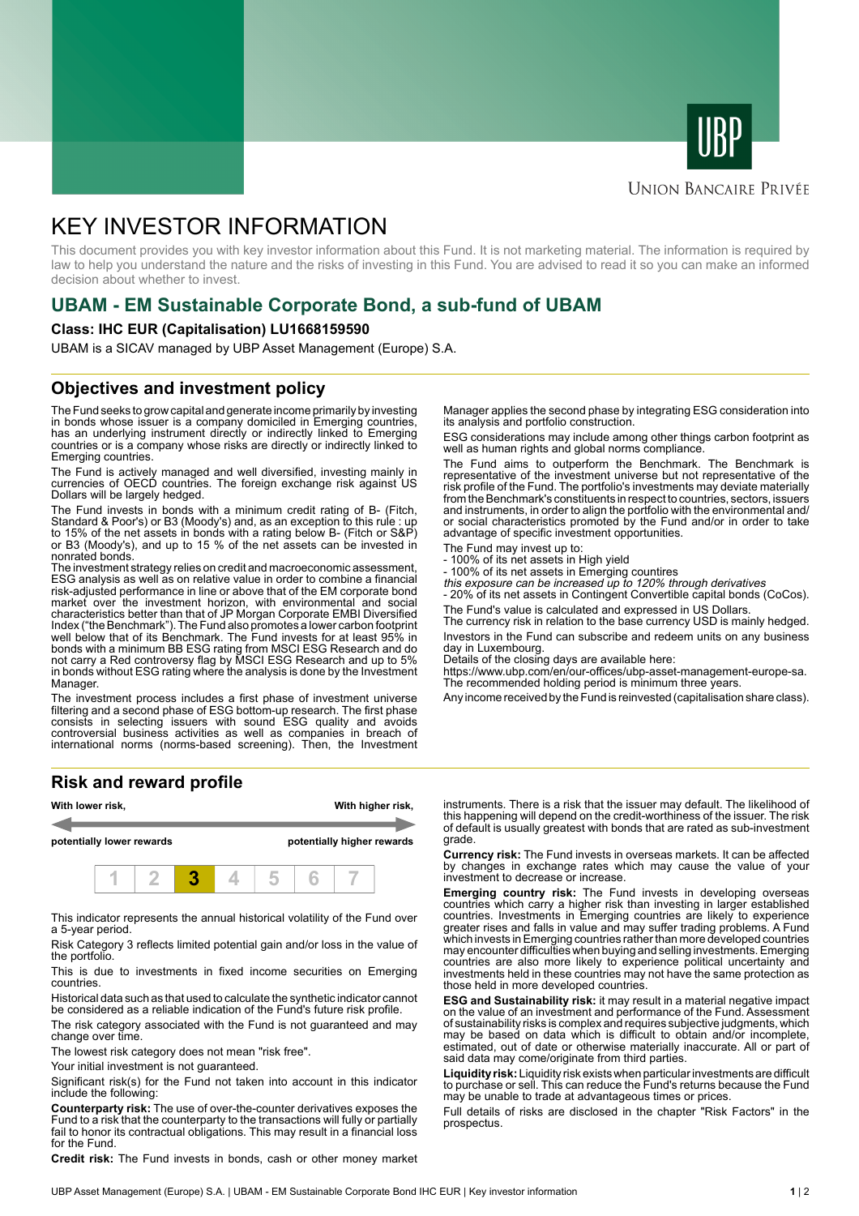UNION BANCAIRE PRIVÉE

# KEY INVESTOR INFORMATION

This document provides you with key investor information about this Fund. It is not marketing material. The information is required by law to help you understand the nature and the risks of investing in this Fund. You are advised to read it so you can make an informed decision about whether to invest.

## UBAM - EM Sustainable Corporate Bond, a sub-fund of UBAM

**Class: IHC EUR (Capitalisation) LU1668159590**

UBAM is a SICAV managed by UBP Asset Management (Europe) S.A.

## Objectives and investment policy

The Fund seeks to grow capital and generate income primarily by investing in bonds whose issuer is a company domiciled in Emerging countries, has an underlying instrument directly or indirectly linked to Emerging countries or is a company whose risks are directly or indirectly linked to Emerging countries.

The Fund is actively managed and well diversified, investing mainly in currencies of OECD countries. The foreign exchange risk against US Dollars will be largely hedged.

The Fund invests in bonds with a minimum credit rating of B- (Fitch, Standard & Poor's) or B3 (Moody's) and, as an exception to this rule : up to 15% of the net assets in bonds with a rating below B- (Fitch or S&P) or B3 (Moody's), and up to 15 % of the net assets can be invested in nonrated bonds.

The investment strategy relies on credit and macroeconomic assessment, ESG analysis as well as on relative value in order to combine a financial risk-adjusted performance in line or above that of the EM corporate bond market over the investment horizon, with environmental and social characteristics better than that of JP Morgan Corporate EMBI Diversified Index ("the Benchmark"). The Fund also promotes a lower carbon footprint well below that of its Benchmark. The Fund invests for at least 95% in bonds with a minimum BB ESG rating from MSCI ESG Research and do not carry a Red controversy flag by MSCI ESG Research and up to 5% in bonds without ESG rating where the analysis is done by the Investment Manager.

The investment process includes a first phase of investment universe filtering and a second phase of ESG bottom-up research. The first phase consists in selecting issuers with sound ESG quality and avoids controversial business activities as well as companies in breach of international norms (norms-based screening). Then, the Investment Manager applies the second phase by integrating ESG consideration into its analysis and portfolio construction.

ESG considerations may include among other things carbon footprint as well as human rights and global norms compliance.

The Fund aims to outperform the Benchmark. The Benchmark is representative of the investment universe but not representative of the risk profile of the Fund. The portfolio's investments may deviate materially from the Benchmark's constituents in respect to countries, sectors, issuers and instruments, in order to align the portfolio with the environmental and/or social characteristics promoted by the Fund and/or in order to take advantage of specific investment opportunities.

The Fund may invest up to:
- 100% of its net assets in High yield
- 100% of its net assets in Emerging countries
*this exposure can be increased up to 120% through derivatives*
- 20% of its net assets in Contingent Convertible capital bonds (CoCos).

The Fund's value is calculated and expressed in US Dollars.
The currency risk in relation to the base currency USD is mainly hedged.

Investors in the Fund can subscribe and redeem units on any business day in Luxembourg.
Details of the closing days are available here:
https://www.ubp.com/en/our-offices/ubp-asset-management-europe-sa.
The recommended holding period is minimum three years.

Any income received by the Fund is reinvested (capitalisation share class).

## Risk and reward profile

| With lower risk, potentially lower rewards | | | | | | With higher risk, potentially higher rewards |
|---|---|---|---|---|---|---|
| 1 | 2 | **3** | 4 | 5 | 6 | 7 |

This indicator represents the annual historical volatility of the Fund over a 5-year period.

Risk Category 3 reflects limited potential gain and/or loss in the value of the portfolio.

This is due to investments in fixed income securities on Emerging countries.

Historical data such as that used to calculate the synthetic indicator cannot be considered as a reliable indication of the Fund's future risk profile.

The risk category associated with the Fund is not guaranteed and may change over time.

The lowest risk category does not mean "risk free".

Your initial investment is not guaranteed.

Significant risk(s) for the Fund not taken into account in this indicator include the following:

**Counterparty risk:** The use of over-the-counter derivatives exposes the Fund to a risk that the counterparty to the transactions will fully or partially fail to honor its contractual obligations. This may result in a financial loss for the Fund.

**Credit risk:** The Fund invests in bonds, cash or other money market instruments. There is a risk that the issuer may default. The likelihood of this happening will depend on the credit-worthiness of the issuer. The risk of default is usually greatest with bonds that are rated as sub-investment grade.

**Currency risk:** The Fund invests in overseas markets. It can be affected by changes in exchange rates which may cause the value of your investment to decrease or increase.

**Emerging country risk:** The Fund invests in developing overseas countries which carry a higher risk than investing in larger established countries. Investments in Emerging countries are likely to experience greater rises and falls in value and may suffer trading problems. A Fund which invests in Emerging countries rather than more developed countries may encounter difficulties when buying and selling investments. Emerging countries are also more likely to experience political uncertainty and investments held in these countries may not have the same protection as those held in more developed countries.

**ESG and Sustainability risk:** it may result in a material negative impact on the value of an investment and performance of the Fund. Assessment of sustainability risks is complex and requires subjective judgments, which may be based on data which is difficult to obtain and/or incomplete, estimated, out of date or otherwise materially inaccurate. All or part of said data may come/originate from third parties.

**Liquidity risk:** Liquidity risk exists when particular investments are difficult to purchase or sell. This can reduce the Fund's returns because the Fund may be unable to trade at advantageous times or prices.

Full details of risks are disclosed in the chapter "Risk Factors" in the prospectus.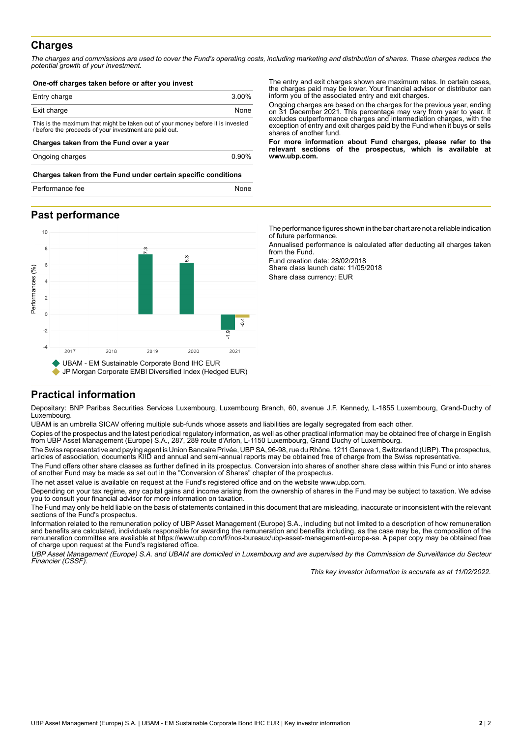## Charges

*The charges and commissions are used to cover the Fund's operating costs, including marketing and distribution of shares. These charges reduce the potential growth of your investment.*

| One-off charges taken before or after you invest | |
|---|---|
| Entry charge | 3.00% |
| Exit charge | None |

This is the maximum that might be taken out of your money before it is invested / before the proceeds of your investment are paid out.

| Charges taken from the Fund over a year | |
|---|---|
| Ongoing charges | 0.90% |

| Charges taken from the Fund under certain specific conditions | |
|---|---|
| Performance fee | None |

The entry and exit charges shown are maximum rates. In certain cases, the charges paid may be lower. Your financial advisor or distributor can inform you of the associated entry and exit charges.

Ongoing charges are based on the charges for the previous year, ending on 31 December 2021. This percentage may vary from year to year. It excludes outperformance charges and intermediation charges, with the exception of entry and exit charges paid by the Fund when it buys or sells shares of another fund.

**For more information about Fund charges, please refer to the relevant sections of the prospectus, which is available at www.ubp.com.**

## Past performance

Performances (%)

10
8
6
4
2
0
-2
-4

2017
2018
2019
2020
2021

7.3
6.3
-1.9
-0.4

UBAM - EM Sustainable Corporate Bond IHC EUR
JP Morgan Corporate EMBI Diversified Index (Hedged EUR)

The performance figures shown in the bar chart are not a reliable indication of future performance.

Annualised performance is calculated after deducting all charges taken from the Fund.

Fund creation date: 28/02/2018
Share class launch date: 11/05/2018
Share class currency: EUR

## Practical information

Depositary: BNP Paribas Securities Services Luxembourg, Luxembourg Branch, 60, avenue J.F. Kennedy, L-1855 Luxembourg, Grand-Duchy of Luxembourg.

UBAM is an umbrella SICAV offering multiple sub-funds whose assets and liabilities are legally segregated from each other.

Copies of the prospectus and the latest periodical regulatory information, as well as other practical information may be obtained free of charge in English from UBP Asset Management (Europe) S.A., 287, 289 route d'Arlon, L-1150 Luxembourg, Grand Duchy of Luxembourg.

The Swiss representative and paying agent is Union Bancaire Privée, UBP SA, 96-98, rue du Rhône, 1211 Geneva 1, Switzerland (UBP). The prospectus, articles of association, documents KIID and annual and semi-annual reports may be obtained free of charge from the Swiss representative.

The Fund offers other share classes as further defined in its prospectus. Conversion into shares of another share class within this Fund or into shares of another Fund may be made as set out in the "Conversion of Shares" chapter of the prospectus.

The net asset value is available on request at the Fund's registered office and on the website www.ubp.com.

Depending on your tax regime, any capital gains and income arising from the ownership of shares in the Fund may be subject to taxation. We advise you to consult your financial advisor for more information on taxation.

The Fund may only be held liable on the basis of statements contained in this document that are misleading, inaccurate or inconsistent with the relevant sections of the Fund's prospectus.

Information related to the remuneration policy of UBP Asset Management (Europe) S.A., including but not limited to a description of how remuneration and benefits are calculated, individuals responsible for awarding the remuneration and benefits including, as the case may be, the composition of the remuneration committee are available at https://www.ubp.com/fr/nos-bureaux/ubp-asset-management-europe-sa. A paper copy may be obtained free of charge upon request at the Fund's registered office.

*UBP Asset Management (Europe) S.A. and UBAM are domiciled in Luxembourg and are supervised by the Commission de Surveillance du Secteur Financier (CSSF).*

*This key investor information is accurate as at 11/02/2022.*